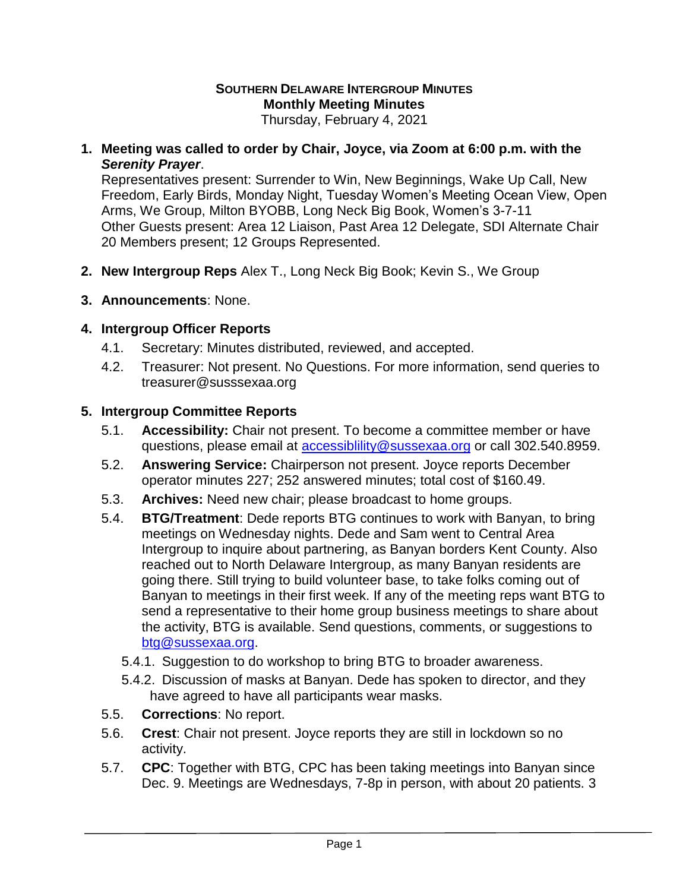**SOUTHERN DELAWARE INTERGROUP MINUTES**
**Monthly Meeting Minutes**
Thursday, February 4, 2021

1. **Meeting was called to order by Chair, Joyce, via Zoom at 6:00 p.m. with the *Serenity Prayer*.**
   Representatives present: Surrender to Win, New Beginnings, Wake Up Call, New Freedom, Early Birds, Monday Night, Tuesday Women's Meeting Ocean View, Open Arms, We Group, Milton BYOBB, Long Neck Big Book, Women's 3-7-11
   Other Guests present: Area 12 Liaison, Past Area 12 Delegate, SDI Alternate Chair
   20 Members present; 12 Groups Represented.

2. **New Intergroup Reps** Alex T., Long Neck Big Book; Kevin S., We Group

3. **Announcements**: None.

4. **Intergroup Officer Reports**
   4.1. Secretary: Minutes distributed, reviewed, and accepted.
   4.2. Treasurer: Not present. No Questions. For more information, send queries to treasurer@susssexaa.org

5. **Intergroup Committee Reports**
   5.1. **Accessibility:** Chair not present. To become a committee member or have questions, please email at accessiblility@sussexaa.org or call 302.540.8959.
   5.2. **Answering Service:** Chairperson not present. Joyce reports December operator minutes 227; 252 answered minutes; total cost of $160.49.
   5.3. **Archives:** Need new chair; please broadcast to home groups.
   5.4. **BTG/Treatment**: Dede reports BTG continues to work with Banyan, to bring meetings on Wednesday nights. Dede and Sam went to Central Area Intergroup to inquire about partnering, as Banyan borders Kent County. Also reached out to North Delaware Intergroup, as many Banyan residents are going there. Still trying to build volunteer base, to take folks coming out of Banyan to meetings in their first week. If any of the meeting reps want BTG to send a representative to their home group business meetings to share about the activity, BTG is available. Send questions, comments, or suggestions to btg@sussexaa.org.
      5.4.1. Suggestion to do workshop to bring BTG to broader awareness.
      5.4.2. Discussion of masks at Banyan. Dede has spoken to director, and they have agreed to have all participants wear masks.
   5.5. **Corrections**: No report.
   5.6. **Crest**: Chair not present. Joyce reports they are still in lockdown so no activity.
   5.7. **CPC**: Together with BTG, CPC has been taking meetings into Banyan since Dec. 9. Meetings are Wednesdays, 7-8p in person, with about 20 patients. 3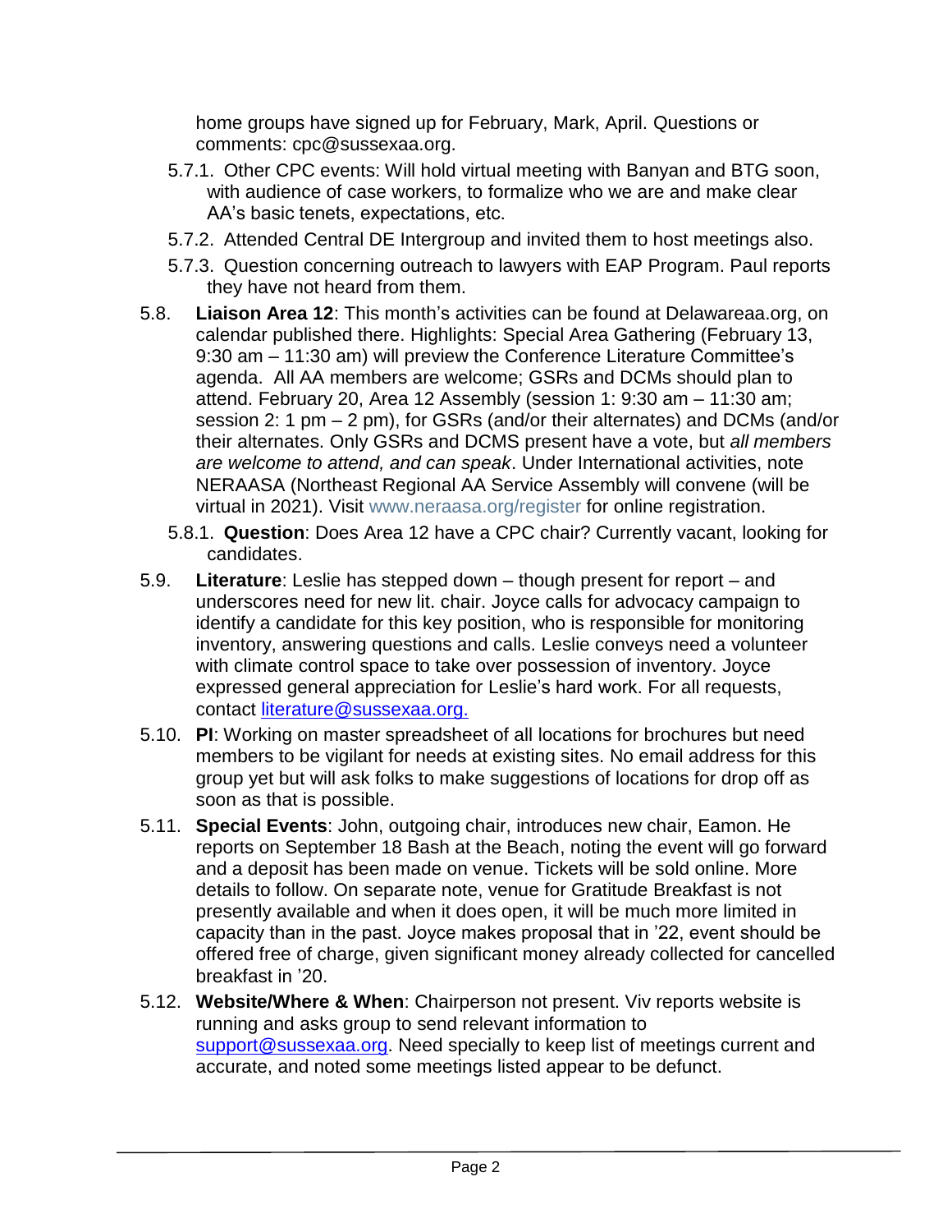home groups have signed up for February, Mark, April. Questions or comments: cpc@sussexaa.org.

- 5.7.1. Other CPC events: Will hold virtual meeting with Banyan and BTG soon, with audience of case workers, to formalize who we are and make clear AA's basic tenets, expectations, etc.
- 5.7.2. Attended Central DE Intergroup and invited them to host meetings also.
- 5.7.3. Question concerning outreach to lawyers with EAP Program. Paul reports they have not heard from them.

5.8. **Liaison Area 12**: This month's activities can be found at Delawareaa.org, on calendar published there. Highlights: Special Area Gathering (February 13, 9:30 am – 11:30 am) will preview the Conference Literature Committee's agenda. All AA members are welcome; GSRs and DCMs should plan to attend. February 20, Area 12 Assembly (session 1: 9:30 am – 11:30 am; session 2: 1 pm – 2 pm), for GSRs (and/or their alternates) and DCMs (and/or their alternates. Only GSRs and DCMS present have a vote, but *all members are welcome to attend, and can speak*. Under International activities, note NERAASA (Northeast Regional AA Service Assembly will convene (will be virtual in 2021). Visit www.neraasa.org/register for online registration.

- 5.8.1. **Question**: Does Area 12 have a CPC chair? Currently vacant, looking for candidates.

5.9. **Literature**: Leslie has stepped down – though present for report – and underscores need for new lit. chair. Joyce calls for advocacy campaign to identify a candidate for this key position, who is responsible for monitoring inventory, answering questions and calls. Leslie conveys need a volunteer with climate control space to take over possession of inventory. Joyce expressed general appreciation for Leslie's hard work. For all requests, contact literature@sussexaa.org.

5.10. **PI**: Working on master spreadsheet of all locations for brochures but need members to be vigilant for needs at existing sites. No email address for this group yet but will ask folks to make suggestions of locations for drop off as soon as that is possible.

5.11. **Special Events**: John, outgoing chair, introduces new chair, Eamon. He reports on September 18 Bash at the Beach, noting the event will go forward and a deposit has been made on venue. Tickets will be sold online. More details to follow. On separate note, venue for Gratitude Breakfast is not presently available and when it does open, it will be much more limited in capacity than in the past. Joyce makes proposal that in '22, event should be offered free of charge, given significant money already collected for cancelled breakfast in '20.

5.12. **Website/Where & When**: Chairperson not present. Viv reports website is running and asks group to send relevant information to support@sussexaa.org. Need specially to keep list of meetings current and accurate, and noted some meetings listed appear to be defunct.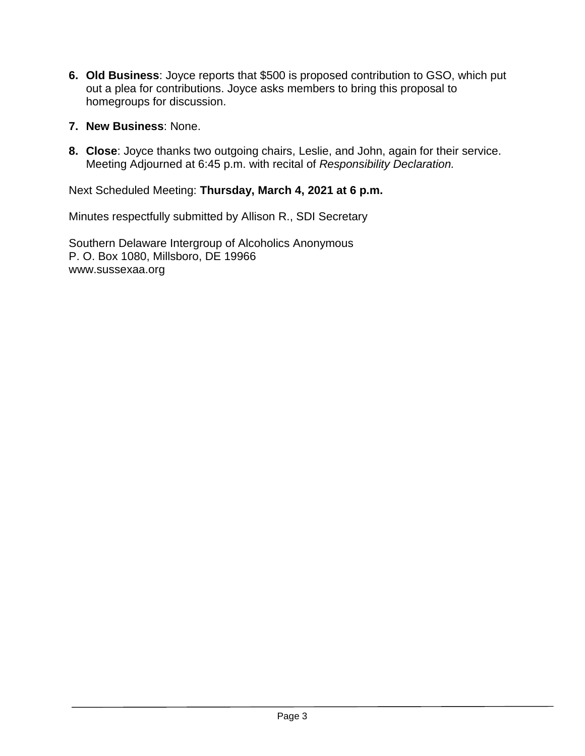6. **Old Business**: Joyce reports that $500 is proposed contribution to GSO, which put out a plea for contributions. Joyce asks members to bring this proposal to homegroups for discussion.

7. **New Business**: None.

8. **Close**: Joyce thanks two outgoing chairs, Leslie, and John, again for their service. Meeting Adjourned at 6:45 p.m. with recital of *Responsibility Declaration.*

Next Scheduled Meeting: **Thursday, March 4, 2021 at 6 p.m.**

Minutes respectfully submitted by Allison R., SDI Secretary

Southern Delaware Intergroup of Alcoholics Anonymous
P. O. Box 1080, Millsboro, DE 19966
www.sussexaa.org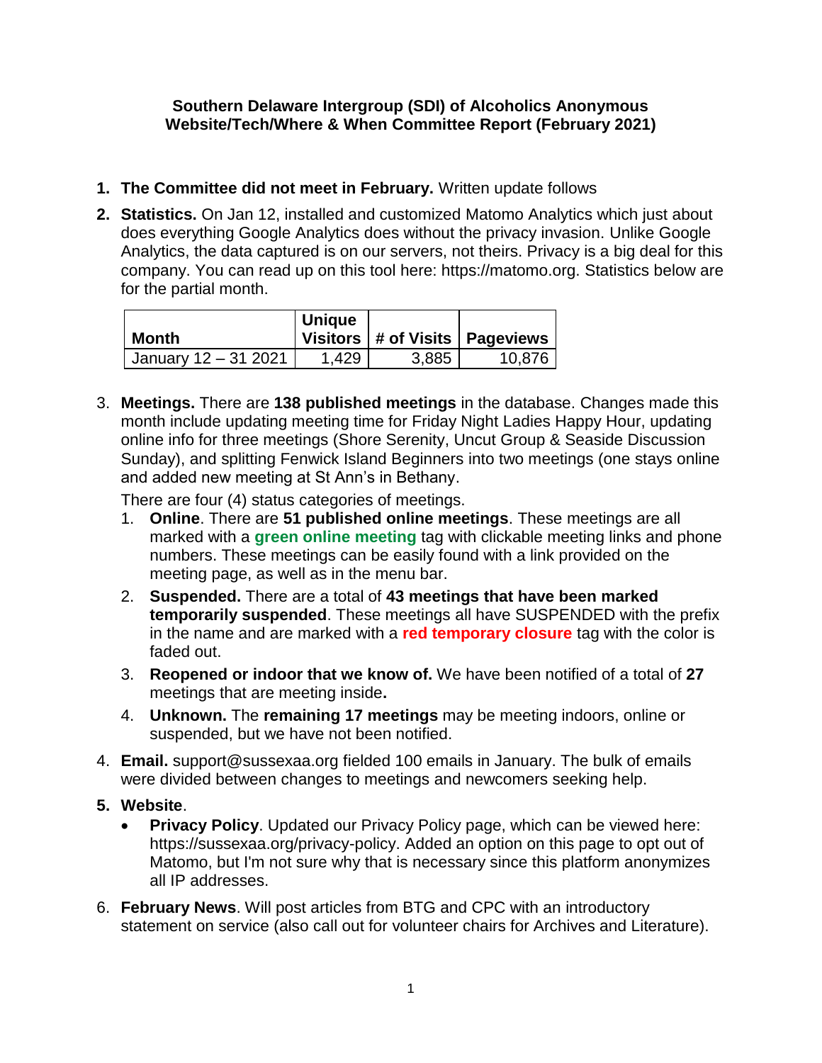**Southern Delaware Intergroup (SDI) of Alcoholics Anonymous**
**Website/Tech/Where & When Committee Report (February 2021)**

1. **The Committee did not meet in February.** Written update follows

2. **Statistics.** On Jan 12, installed and customized Matomo Analytics which just about does everything Google Analytics does without the privacy invasion. Unlike Google Analytics, the data captured is on our servers, not theirs. Privacy is a big deal for this company. You can read up on this tool here: https://matomo.org. Statistics below are for the partial month.

| Month | Unique Visitors | # of Visits | Pageviews |
|---|---|---|---|
| January 12 – 31 2021 | 1,429 | 3,885 | 10,876 |

3. **Meetings.** There are **138 published meetings** in the database. Changes made this month include updating meeting time for Friday Night Ladies Happy Hour, updating online info for three meetings (Shore Serenity, Uncut Group & Seaside Discussion Sunday), and splitting Fenwick Island Beginners into two meetings (one stays online and added new meeting at St Ann's in Bethany.

   There are four (4) status categories of meetings.

   1. **Online**. There are **51 published online meetings**. These meetings are all marked with a **green online meeting** tag with clickable meeting links and phone numbers. These meetings can be easily found with a link provided on the meeting page, as well as in the menu bar.
   2. **Suspended.** There are a total of **43 meetings that have been marked temporarily suspended**. These meetings all have SUSPENDED with the prefix in the name and are marked with a **red temporary closure** tag with the color is faded out.
   3. **Reopened or indoor that we know of.** We have been notified of a total of **27** meetings that are meeting inside**.**
   4. **Unknown.** The **remaining 17 meetings** may be meeting indoors, online or suspended, but we have not been notified.

4. **Email.** support@sussexaa.org fielded 100 emails in January. The bulk of emails were divided between changes to meetings and newcomers seeking help.

5. **Website**.
   - **Privacy Policy**. Updated our Privacy Policy page, which can be viewed here: https://sussexaa.org/privacy-policy. Added an option on this page to opt out of Matomo, but I'm not sure why that is necessary since this platform anonymizes all IP addresses.

6. **February News**. Will post articles from BTG and CPC with an introductory statement on service (also call out for volunteer chairs for Archives and Literature).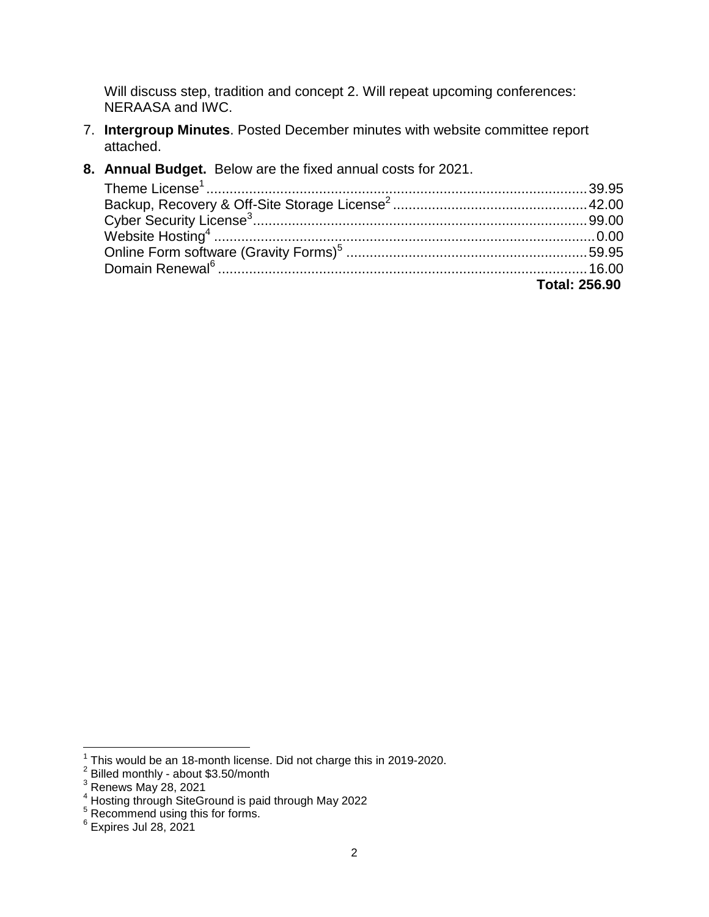Will discuss step, tradition and concept 2. Will repeat upcoming conferences: NERAASA and IWC.

7. **Intergroup Minutes**. Posted December minutes with website committee report attached.

8. **Annual Budget.** Below are the fixed annual costs for 2021.

| | |
|---|---|
| Theme License[1] | 39.95 |
| Backup, Recovery & Off-Site Storage License[2] | 42.00 |
| Cyber Security License[3] | 99.00 |
| Website Hosting[4] | 0.00 |
| Online Form software (Gravity Forms)[5] | 59.95 |
| Domain Renewal[6] | 16.00 |
| | **Total: 256.90** |

[1] This would be an 18-month license. Did not charge this in 2019-2020.
[2] Billed monthly - about $3.50/month
[3] Renews May 28, 2021
[4] Hosting through SiteGround is paid through May 2022
[5] Recommend using this for forms.
[6] Expires Jul 28, 2021